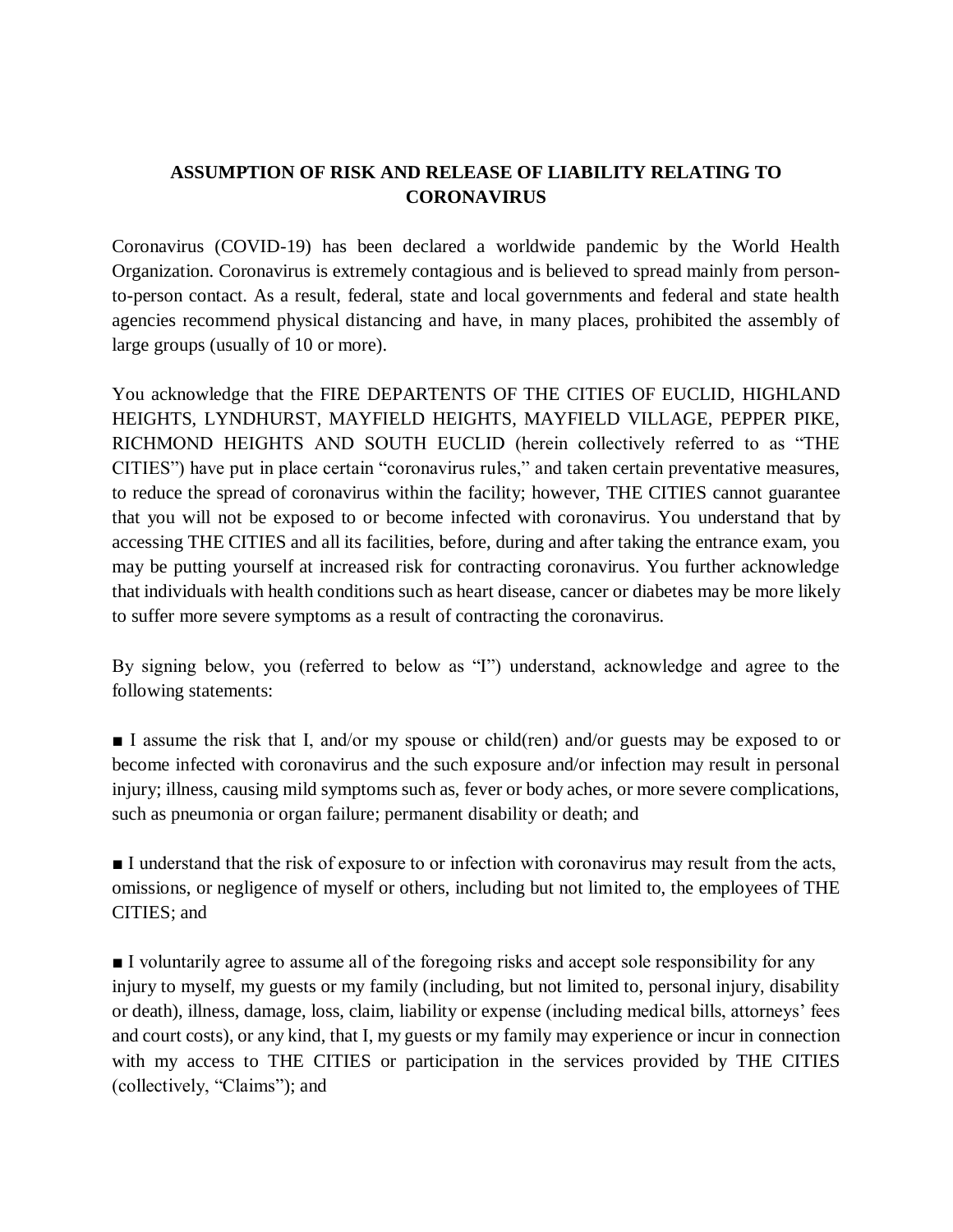## ASSUMPTION OF RISK AND RELEASE OF LIABILITY RELATING TO CORONAVIRUS

Coronavirus (COVID-19) has been declared a worldwide pandemic by the World Health Organization. Coronavirus is extremely contagious and is believed to spread mainly from person-to-person contact. As a result, federal, state and local governments and federal and state health agencies recommend physical distancing and have, in many places, prohibited the assembly of large groups (usually of 10 or more).

You acknowledge that the FIRE DEPARTENTS OF THE CITIES OF EUCLID, HIGHLAND HEIGHTS, LYNDHURST, MAYFIELD HEIGHTS, MAYFIELD VILLAGE, PEPPER PIKE, RICHMOND HEIGHTS AND SOUTH EUCLID (herein collectively referred to as "THE CITIES") have put in place certain "coronavirus rules," and taken certain preventative measures, to reduce the spread of coronavirus within the facility; however, THE CITIES cannot guarantee that you will not be exposed to or become infected with coronavirus. You understand that by accessing THE CITIES and all its facilities, before, during and after taking the entrance exam, you may be putting yourself at increased risk for contracting coronavirus. You further acknowledge that individuals with health conditions such as heart disease, cancer or diabetes may be more likely to suffer more severe symptoms as a result of contracting the coronavirus.

By signing below, you (referred to below as "I") understand, acknowledge and agree to the following statements:

■ I assume the risk that I, and/or my spouse or child(ren) and/or guests may be exposed to or become infected with coronavirus and the such exposure and/or infection may result in personal injury; illness, causing mild symptoms such as, fever or body aches, or more severe complications, such as pneumonia or organ failure; permanent disability or death; and

■ I understand that the risk of exposure to or infection with coronavirus may result from the acts, omissions, or negligence of myself or others, including but not limited to, the employees of THE CITIES; and

■ I voluntarily agree to assume all of the foregoing risks and accept sole responsibility for any injury to myself, my guests or my family (including, but not limited to, personal injury, disability or death), illness, damage, loss, claim, liability or expense (including medical bills, attorneys' fees and court costs), or any kind, that I, my guests or my family may experience or incur in connection with my access to THE CITIES or participation in the services provided by THE CITIES (collectively, "Claims"); and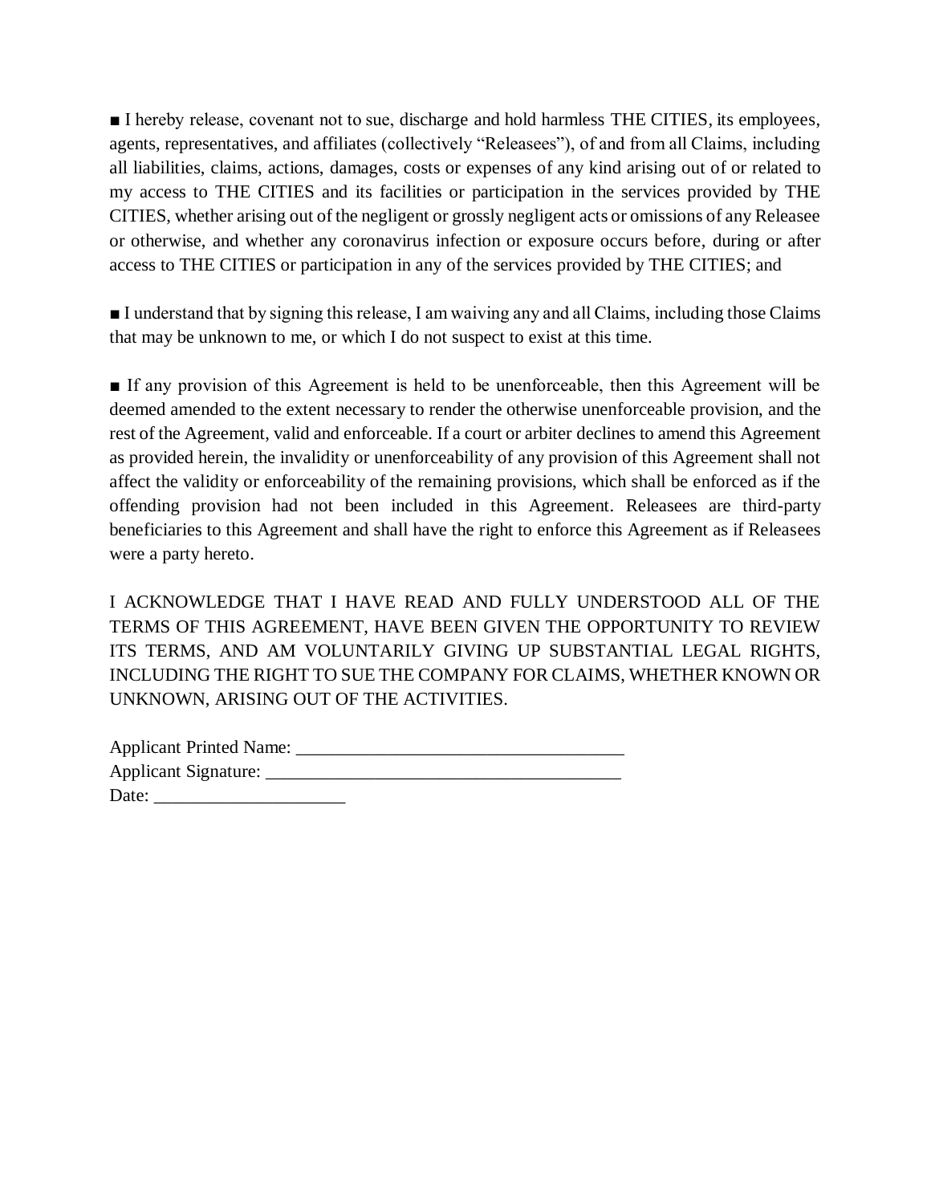■ I hereby release, covenant not to sue, discharge and hold harmless THE CITIES, its employees, agents, representatives, and affiliates (collectively "Releasees"), of and from all Claims, including all liabilities, claims, actions, damages, costs or expenses of any kind arising out of or related to my access to THE CITIES and its facilities or participation in the services provided by THE CITIES, whether arising out of the negligent or grossly negligent acts or omissions of any Releasee or otherwise, and whether any coronavirus infection or exposure occurs before, during or after access to THE CITIES or participation in any of the services provided by THE CITIES; and

■ I understand that by signing this release, I am waiving any and all Claims, including those Claims that may be unknown to me, or which I do not suspect to exist at this time.

■ If any provision of this Agreement is held to be unenforceable, then this Agreement will be deemed amended to the extent necessary to render the otherwise unenforceable provision, and the rest of the Agreement, valid and enforceable. If a court or arbiter declines to amend this Agreement as provided herein, the invalidity or unenforceability of any provision of this Agreement shall not affect the validity or enforceability of the remaining provisions, which shall be enforced as if the offending provision had not been included in this Agreement. Releasees are third-party beneficiaries to this Agreement and shall have the right to enforce this Agreement as if Releasees were a party hereto.

I ACKNOWLEDGE THAT I HAVE READ AND FULLY UNDERSTOOD ALL OF THE TERMS OF THIS AGREEMENT, HAVE BEEN GIVEN THE OPPORTUNITY TO REVIEW ITS TERMS, AND AM VOLUNTARILY GIVING UP SUBSTANTIAL LEGAL RIGHTS, INCLUDING THE RIGHT TO SUE THE COMPANY FOR CLAIMS, WHETHER KNOWN OR UNKNOWN, ARISING OUT OF THE ACTIVITIES.

Applicant Printed Name: ____________________________________
Applicant Signature: _______________________________________
Date: _____________________